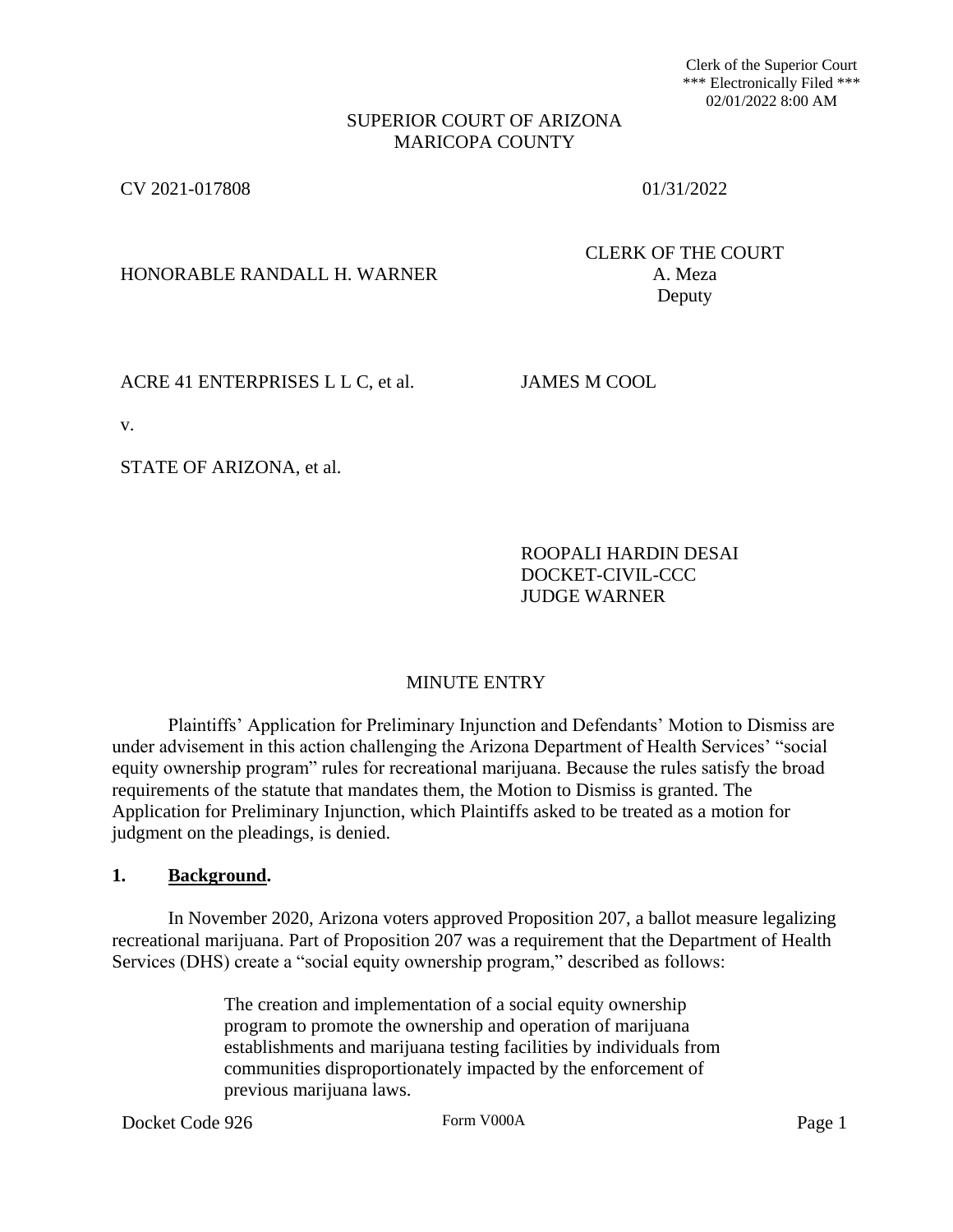Clerk of the Superior Court
*** Electronically Filed ***
02/01/2022 8:00 AM

SUPERIOR COURT OF ARIZONA
MARICOPA COUNTY

CV 2021-017808 01/31/2022

HONORABLE RANDALL H. WARNER

CLERK OF THE COURT
A. Meza
Deputy

ACRE 41 ENTERPRISES L L C, et al. JAMES M COOL

v.

STATE OF ARIZONA, et al.

ROOPALI HARDIN DESAI
DOCKET-CIVIL-CCC
JUDGE WARNER

# MINUTE ENTRY

Plaintiffs' Application for Preliminary Injunction and Defendants' Motion to Dismiss are under advisement in this action challenging the Arizona Department of Health Services' "social equity ownership program" rules for recreational marijuana. Because the rules satisfy the broad requirements of the statute that mandates them, the Motion to Dismiss is granted. The Application for Preliminary Injunction, which Plaintiffs asked to be treated as a motion for judgment on the pleadings, is denied.

## 1. **Background**.

In November 2020, Arizona voters approved Proposition 207, a ballot measure legalizing recreational marijuana. Part of Proposition 207 was a requirement that the Department of Health Services (DHS) create a "social equity ownership program," described as follows:

> The creation and implementation of a social equity ownership program to promote the ownership and operation of marijuana establishments and marijuana testing facilities by individuals from communities disproportionately impacted by the enforcement of previous marijuana laws.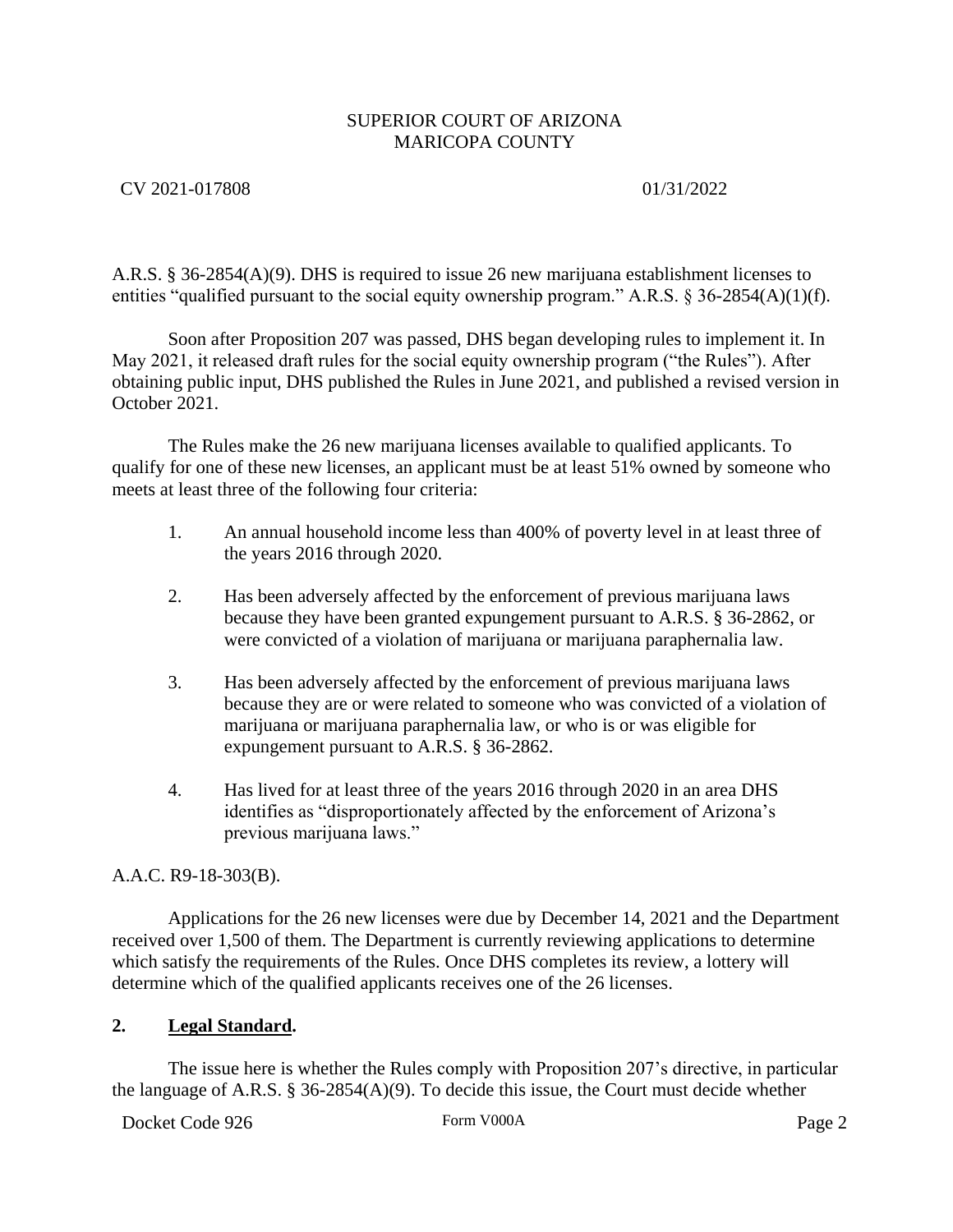A.R.S. § 36-2854(A)(9). DHS is required to issue 26 new marijuana establishment licenses to entities "qualified pursuant to the social equity ownership program." A.R.S. § 36-2854(A)(1)(f).

Soon after Proposition 207 was passed, DHS began developing rules to implement it. In May 2021, it released draft rules for the social equity ownership program ("the Rules"). After obtaining public input, DHS published the Rules in June 2021, and published a revised version in October 2021.

The Rules make the 26 new marijuana licenses available to qualified applicants. To qualify for one of these new licenses, an applicant must be at least 51% owned by someone who meets at least three of the following four criteria:

1. An annual household income less than 400% of poverty level in at least three of the years 2016 through 2020.

2. Has been adversely affected by the enforcement of previous marijuana laws because they have been granted expungement pursuant to A.R.S. § 36-2862, or were convicted of a violation of marijuana or marijuana paraphernalia law.

3. Has been adversely affected by the enforcement of previous marijuana laws because they are or were related to someone who was convicted of a violation of marijuana or marijuana paraphernalia law, or who is or was eligible for expungement pursuant to A.R.S. § 36-2862.

4. Has lived for at least three of the years 2016 through 2020 in an area DHS identifies as "disproportionately affected by the enforcement of Arizona's previous marijuana laws."

A.A.C. R9-18-303(B).

Applications for the 26 new licenses were due by December 14, 2021 and the Department received over 1,500 of them. The Department is currently reviewing applications to determine which satisfy the requirements of the Rules. Once DHS completes its review, a lottery will determine which of the qualified applicants receives one of the 26 licenses.

## 2. Legal Standard.

The issue here is whether the Rules comply with Proposition 207's directive, in particular the language of A.R.S. § 36-2854(A)(9). To decide this issue, the Court must decide whether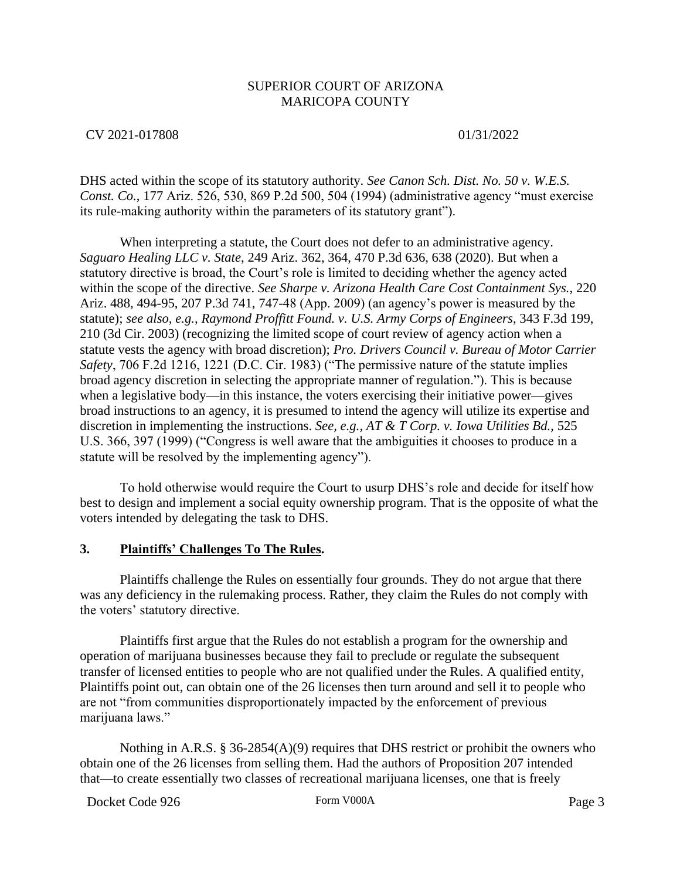DHS acted within the scope of its statutory authority. *See Canon Sch. Dist. No. 50 v. W.E.S. Const. Co.*, 177 Ariz. 526, 530, 869 P.2d 500, 504 (1994) (administrative agency "must exercise its rule-making authority within the parameters of its statutory grant").

When interpreting a statute, the Court does not defer to an administrative agency. *Saguaro Healing LLC v. State*, 249 Ariz. 362, 364, 470 P.3d 636, 638 (2020). But when a statutory directive is broad, the Court's role is limited to deciding whether the agency acted within the scope of the directive. *See Sharpe v. Arizona Health Care Cost Containment Sys.*, 220 Ariz. 488, 494-95, 207 P.3d 741, 747-48 (App. 2009) (an agency's power is measured by the statute); *see also, e.g., Raymond Proffitt Found. v. U.S. Army Corps of Engineers*, 343 F.3d 199, 210 (3d Cir. 2003) (recognizing the limited scope of court review of agency action when a statute vests the agency with broad discretion); *Pro. Drivers Council v. Bureau of Motor Carrier Safety*, 706 F.2d 1216, 1221 (D.C. Cir. 1983) ("The permissive nature of the statute implies broad agency discretion in selecting the appropriate manner of regulation."). This is because when a legislative body—in this instance, the voters exercising their initiative power—gives broad instructions to an agency, it is presumed to intend the agency will utilize its expertise and discretion in implementing the instructions. *See, e.g., AT & T Corp. v. Iowa Utilities Bd.*, 525 U.S. 366, 397 (1999) ("Congress is well aware that the ambiguities it chooses to produce in a statute will be resolved by the implementing agency").

To hold otherwise would require the Court to usurp DHS's role and decide for itself how best to design and implement a social equity ownership program. That is the opposite of what the voters intended by delegating the task to DHS.

### 3. Plaintiffs' Challenges To The Rules.

Plaintiffs challenge the Rules on essentially four grounds. They do not argue that there was any deficiency in the rulemaking process. Rather, they claim the Rules do not comply with the voters' statutory directive.

Plaintiffs first argue that the Rules do not establish a program for the ownership and operation of marijuana businesses because they fail to preclude or regulate the subsequent transfer of licensed entities to people who are not qualified under the Rules. A qualified entity, Plaintiffs point out, can obtain one of the 26 licenses then turn around and sell it to people who are not "from communities disproportionately impacted by the enforcement of previous marijuana laws."

Nothing in A.R.S. § 36-2854(A)(9) requires that DHS restrict or prohibit the owners who obtain one of the 26 licenses from selling them. Had the authors of Proposition 207 intended that—to create essentially two classes of recreational marijuana licenses, one that is freely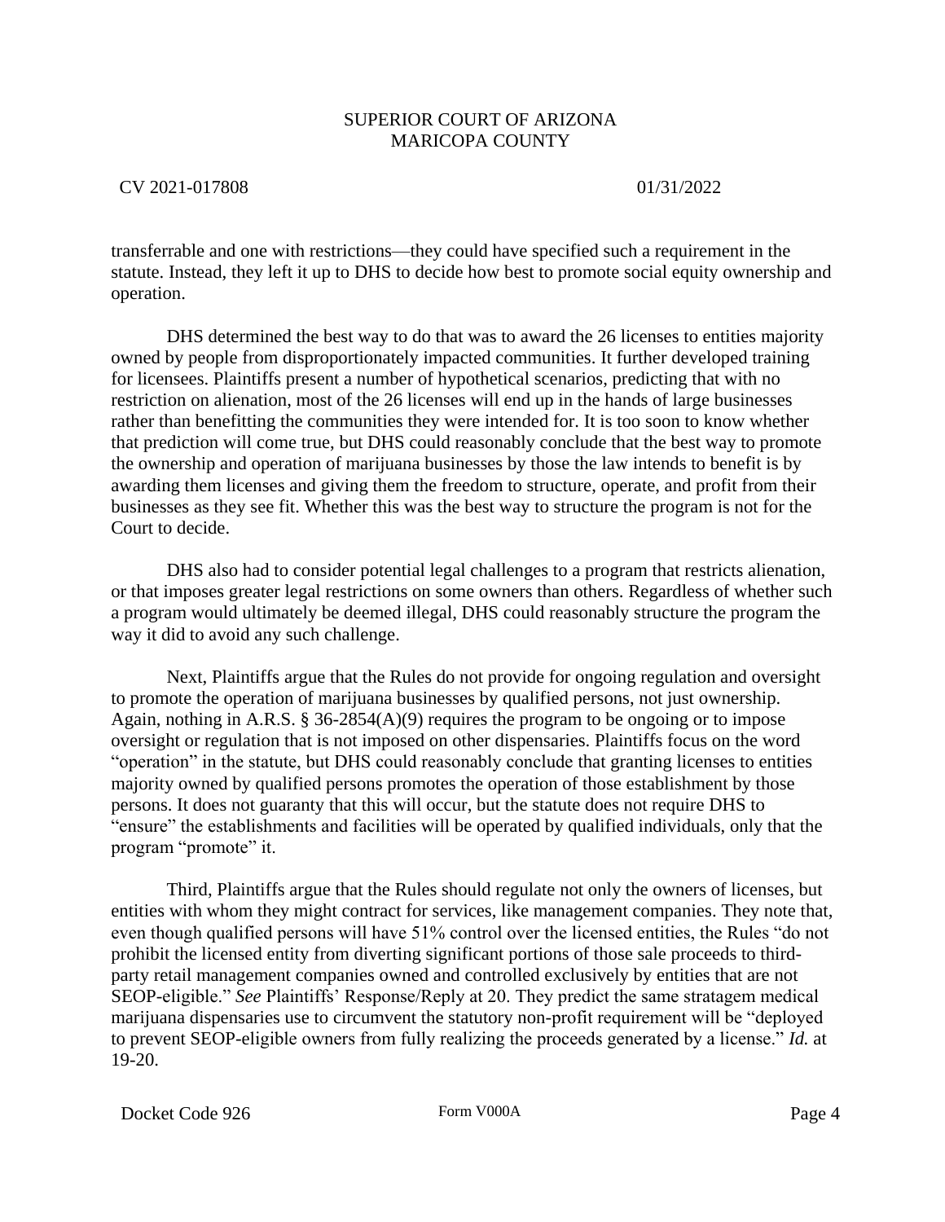transferrable and one with restrictions—they could have specified such a requirement in the statute. Instead, they left it up to DHS to decide how best to promote social equity ownership and operation.

DHS determined the best way to do that was to award the 26 licenses to entities majority owned by people from disproportionately impacted communities. It further developed training for licensees. Plaintiffs present a number of hypothetical scenarios, predicting that with no restriction on alienation, most of the 26 licenses will end up in the hands of large businesses rather than benefitting the communities they were intended for. It is too soon to know whether that prediction will come true, but DHS could reasonably conclude that the best way to promote the ownership and operation of marijuana businesses by those the law intends to benefit is by awarding them licenses and giving them the freedom to structure, operate, and profit from their businesses as they see fit. Whether this was the best way to structure the program is not for the Court to decide.

DHS also had to consider potential legal challenges to a program that restricts alienation, or that imposes greater legal restrictions on some owners than others. Regardless of whether such a program would ultimately be deemed illegal, DHS could reasonably structure the program the way it did to avoid any such challenge.

Next, Plaintiffs argue that the Rules do not provide for ongoing regulation and oversight to promote the operation of marijuana businesses by qualified persons, not just ownership. Again, nothing in A.R.S. § 36-2854(A)(9) requires the program to be ongoing or to impose oversight or regulation that is not imposed on other dispensaries. Plaintiffs focus on the word "operation" in the statute, but DHS could reasonably conclude that granting licenses to entities majority owned by qualified persons promotes the operation of those establishment by those persons. It does not guaranty that this will occur, but the statute does not require DHS to "ensure" the establishments and facilities will be operated by qualified individuals, only that the program "promote" it.

Third, Plaintiffs argue that the Rules should regulate not only the owners of licenses, but entities with whom they might contract for services, like management companies. They note that, even though qualified persons will have 51% control over the licensed entities, the Rules "do not prohibit the licensed entity from diverting significant portions of those sale proceeds to third-party retail management companies owned and controlled exclusively by entities that are not SEOP-eligible." *See* Plaintiffs' Response/Reply at 20. They predict the same stratagem medical marijuana dispensaries use to circumvent the statutory non-profit requirement will be "deployed to prevent SEOP-eligible owners from fully realizing the proceeds generated by a license." *Id.* at 19-20.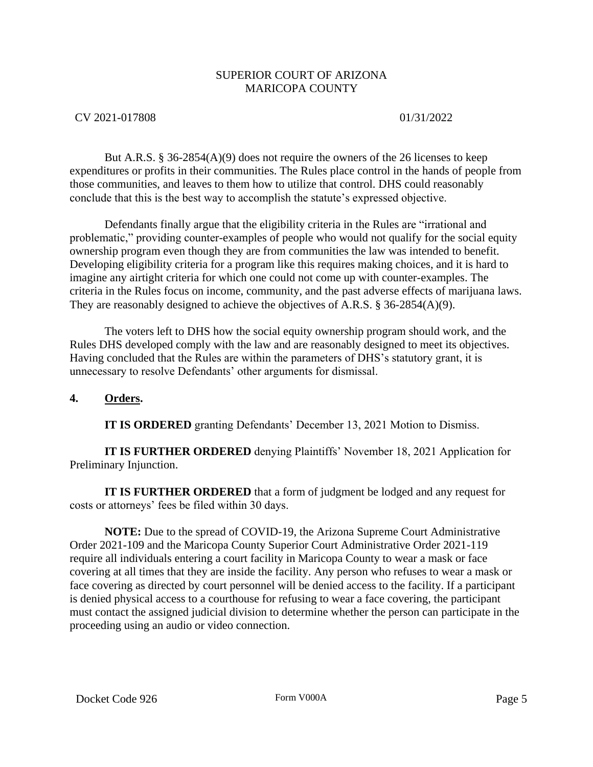But A.R.S. § 36-2854(A)(9) does not require the owners of the 26 licenses to keep expenditures or profits in their communities. The Rules place control in the hands of people from those communities, and leaves to them how to utilize that control. DHS could reasonably conclude that this is the best way to accomplish the statute's expressed objective.

Defendants finally argue that the eligibility criteria in the Rules are "irrational and problematic," providing counter-examples of people who would not qualify for the social equity ownership program even though they are from communities the law was intended to benefit. Developing eligibility criteria for a program like this requires making choices, and it is hard to imagine any airtight criteria for which one could not come up with counter-examples. The criteria in the Rules focus on income, community, and the past adverse effects of marijuana laws. They are reasonably designed to achieve the objectives of A.R.S. § 36-2854(A)(9).

The voters left to DHS how the social equity ownership program should work, and the Rules DHS developed comply with the law and are reasonably designed to meet its objectives. Having concluded that the Rules are within the parameters of DHS's statutory grant, it is unnecessary to resolve Defendants' other arguments for dismissal.

## 4. Orders.

**IT IS ORDERED** granting Defendants' December 13, 2021 Motion to Dismiss.

**IT IS FURTHER ORDERED** denying Plaintiffs' November 18, 2021 Application for Preliminary Injunction.

**IT IS FURTHER ORDERED** that a form of judgment be lodged and any request for costs or attorneys' fees be filed within 30 days.

**NOTE:** Due to the spread of COVID-19, the Arizona Supreme Court Administrative Order 2021-109 and the Maricopa County Superior Court Administrative Order 2021-119 require all individuals entering a court facility in Maricopa County to wear a mask or face covering at all times that they are inside the facility. Any person who refuses to wear a mask or face covering as directed by court personnel will be denied access to the facility. If a participant is denied physical access to a courthouse for refusing to wear a face covering, the participant must contact the assigned judicial division to determine whether the person can participate in the proceeding using an audio or video connection.